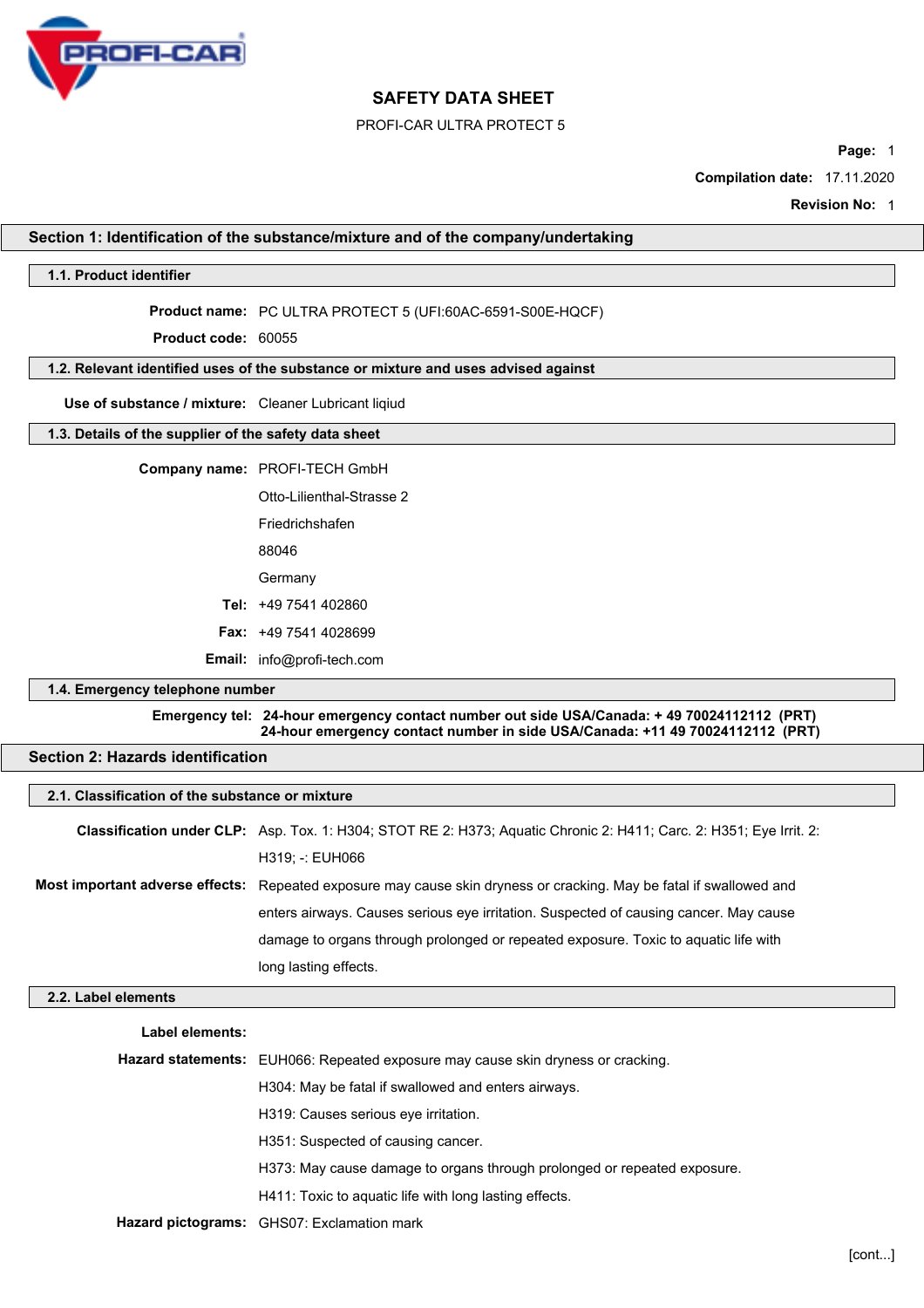# SAFETY DATA SHEET

PROFI-CAR ULTRA PROTECT 5

**Page:** 1

**Compilation date:** 17.11.2020

**Revision No:** 1

## Section 1: Identification of the substance/mixture and of the company/undertaking

### 1.1. Product identifier

**Product name:** PC ULTRA PROTECT 5 (UFI:60AC-6591-S00E-HQCF)

**Product code:** 60055

### 1.2. Relevant identified uses of the substance or mixture and uses advised against

**Use of substance / mixture:** Cleaner Lubricant liqiud

### 1.3. Details of the supplier of the safety data sheet

**Company name:** PROFI-TECH GmbH

Otto-Lilienthal-Strasse 2

Friedrichshafen

88046

Germany

**Tel:** +49 7541 402860

**Fax:** +49 7541 4028699

**Email:** info@profi-tech.com

### 1.4. Emergency telephone number

**Emergency tel:** **24-hour emergency contact number out side USA/Canada: + 49 70024112112 (PRT)**
**24-hour emergency contact number in side USA/Canada: +11 49 70024112112 (PRT)**

## Section 2: Hazards identification

### 2.1. Classification of the substance or mixture

**Classification under CLP:** Asp. Tox. 1: H304; STOT RE 2: H373; Aquatic Chronic 2: H411; Carc. 2: H351; Eye Irrit. 2: H319; -: EUH066

**Most important adverse effects:** Repeated exposure may cause skin dryness or cracking. May be fatal if swallowed and enters airways. Causes serious eye irritation. Suspected of causing cancer. May cause damage to organs through prolonged or repeated exposure. Toxic to aquatic life with long lasting effects.

### 2.2. Label elements

**Label elements:**

**Hazard statements:** EUH066: Repeated exposure may cause skin dryness or cracking.

H304: May be fatal if swallowed and enters airways.

H319: Causes serious eye irritation.

H351: Suspected of causing cancer.

H373: May cause damage to organs through prolonged or repeated exposure.

H411: Toxic to aquatic life with long lasting effects.

**Hazard pictograms:** GHS07: Exclamation mark

[cont...]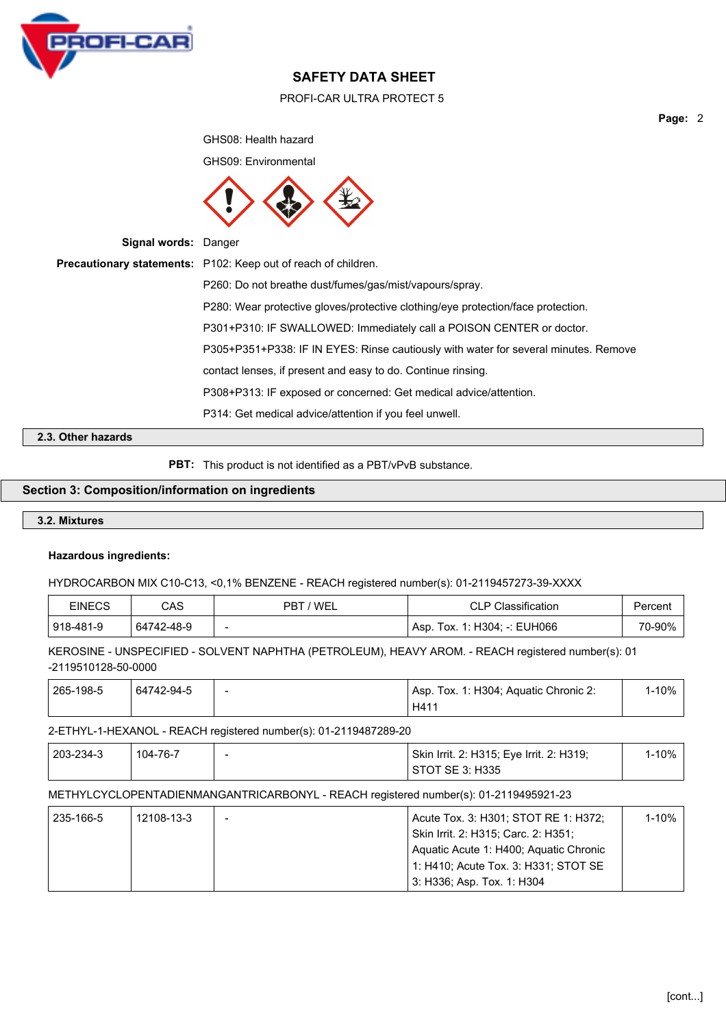GHS08: Health hazard

GHS09: Environmental

**Signal words:** Danger

**Precautionary statements:** P102: Keep out of reach of children.

P260: Do not breathe dust/fumes/gas/mist/vapours/spray.

P280: Wear protective gloves/protective clothing/eye protection/face protection.

P301+P310: IF SWALLOWED: Immediately call a POISON CENTER or doctor.

P305+P351+P338: IF IN EYES: Rinse cautiously with water for several minutes. Remove contact lenses, if present and easy to do. Continue rinsing.

P308+P313: IF exposed or concerned: Get medical advice/attention.

P314: Get medical advice/attention if you feel unwell.

### 2.3. Other hazards

**PBT:** This product is not identified as a PBT/vPvB substance.

## Section 3: Composition/information on ingredients

### 3.2. Mixtures

**Hazardous ingredients:**

HYDROCARBON MIX C10-C13, <0,1% BENZENE - REACH registered number(s): 01-2119457273-39-XXXX

| EINECS | CAS | PBT / WEL | CLP Classification | Percent |
|---|---|---|---|---|
| 918-481-9 | 64742-48-9 | - | Asp. Tox. 1: H304; -: EUH066 | 70-90% |

KEROSINE - UNSPECIFIED - SOLVENT NAPHTHA (PETROLEUM), HEAVY AROM. - REACH registered number(s): 01 -2119510128-50-0000

| EINECS | CAS | PBT / WEL | CLP Classification | Percent |
|---|---|---|---|---|
| 265-198-5 | 64742-94-5 | - | Asp. Tox. 1: H304; Aquatic Chronic 2: H411 | 1-10% |

2-ETHYL-1-HEXANOL - REACH registered number(s): 01-2119487289-20

| EINECS | CAS | PBT / WEL | CLP Classification | Percent |
|---|---|---|---|---|
| 203-234-3 | 104-76-7 | - | Skin Irrit. 2: H315; Eye Irrit. 2: H319; STOT SE 3: H335 | 1-10% |

METHYLCYCLOPENTADIENMANGANTRICARBONYL - REACH registered number(s): 01-2119495921-23

| EINECS | CAS | PBT / WEL | CLP Classification | Percent |
|---|---|---|---|---|
| 235-166-5 | 12108-13-3 | - | Acute Tox. 3: H301; STOT RE 1: H372; Skin Irrit. 2: H315; Carc. 2: H351; Aquatic Acute 1: H400; Aquatic Chronic 1: H410; Acute Tox. 3: H331; STOT SE 3: H336; Asp. Tox. 1: H304 | 1-10% |

[cont...]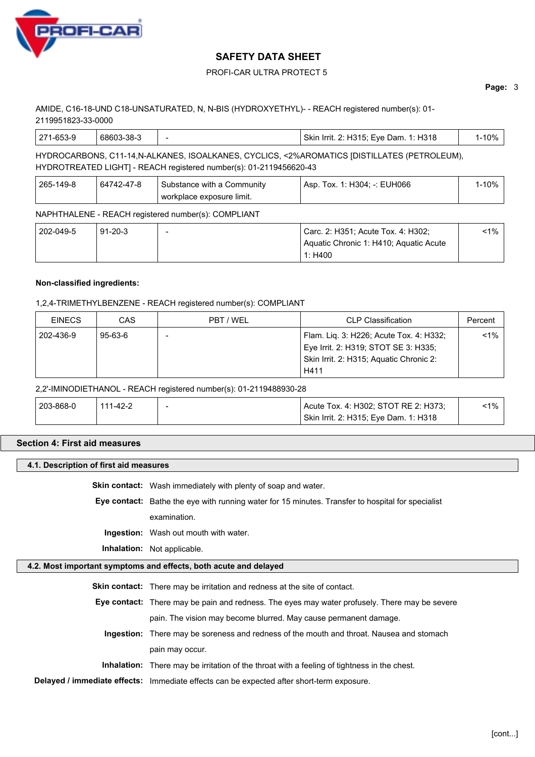AMIDE, C16-18-UND C18-UNSATURATED, N, N-BIS (HYDROXYETHYL)- - REACH registered number(s): 01-2119951823-33-0000

| 271-653-9 | 68603-38-3 | - | Skin Irrit. 2: H315; Eye Dam. 1: H318 | 1-10% |
|---|---|---|---|---|

HYDROCARBONS, C11-14,N-ALKANES, ISOALKANES, CYCLICS, <2%AROMATICS [DISTILLATES (PETROLEUM), HYDROTREATED LIGHT] - REACH registered number(s): 01-2119456620-43

| 265-149-8 | 64742-47-8 | Substance with a Community workplace exposure limit. | Asp. Tox. 1: H304; -: EUH066 | 1-10% |
|---|---|---|---|---|

NAPHTHALENE - REACH registered number(s): COMPLIANT

| 202-049-5 | 91-20-3 | - | Carc. 2: H351; Acute Tox. 4: H302; Aquatic Chronic 1: H410; Aquatic Acute 1: H400 | <1% |
|---|---|---|---|---|

**Non-classified ingredients:**

1,2,4-TRIMETHYLBENZENE - REACH registered number(s): COMPLIANT

| EINECS | CAS | PBT / WEL | CLP Classification | Percent |
|---|---|---|---|---|
| 202-436-9 | 95-63-6 | - | Flam. Liq. 3: H226; Acute Tox. 4: H332; Eye Irrit. 2: H319; STOT SE 3: H335; Skin Irrit. 2: H315; Aquatic Chronic 2: H411 | <1% |

2,2'-IMINODIETHANOL - REACH registered number(s): 01-2119488930-28

| 203-868-0 | 111-42-2 | - | Acute Tox. 4: H302; STOT RE 2: H373; Skin Irrit. 2: H315; Eye Dam. 1: H318 | <1% |
|---|---|---|---|---|

## Section 4: First aid measures

### 4.1. Description of first aid measures

**Skin contact:** Wash immediately with plenty of soap and water.

**Eye contact:** Bathe the eye with running water for 15 minutes. Transfer to hospital for specialist examination.

**Ingestion:** Wash out mouth with water.

**Inhalation:** Not applicable.

### 4.2. Most important symptoms and effects, both acute and delayed

**Skin contact:** There may be irritation and redness at the site of contact.

**Eye contact:** There may be pain and redness. The eyes may water profusely. There may be severe pain. The vision may become blurred. May cause permanent damage.

**Ingestion:** There may be soreness and redness of the mouth and throat. Nausea and stomach pain may occur.

**Inhalation:** There may be irritation of the throat with a feeling of tightness in the chest.

**Delayed / immediate effects:** Immediate effects can be expected after short-term exposure.

[cont...]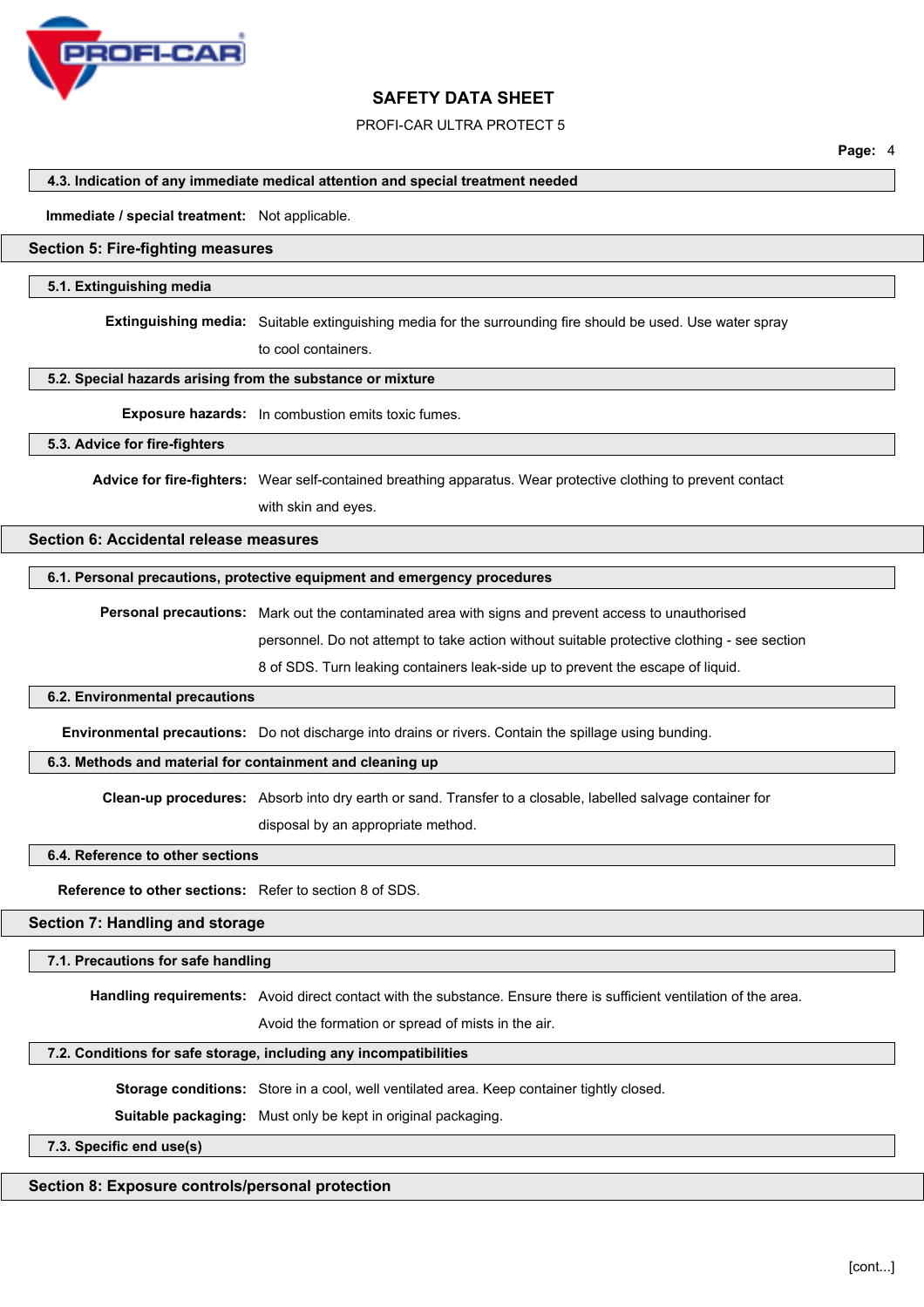### 4.3. Indication of any immediate medical attention and special treatment needed

**Immediate / special treatment:** Not applicable.

## Section 5: Fire-fighting measures

### 5.1. Extinguishing media

**Extinguishing media:** Suitable extinguishing media for the surrounding fire should be used. Use water spray to cool containers.

### 5.2. Special hazards arising from the substance or mixture

**Exposure hazards:** In combustion emits toxic fumes.

### 5.3. Advice for fire-fighters

**Advice for fire-fighters:** Wear self-contained breathing apparatus. Wear protective clothing to prevent contact with skin and eyes.

## Section 6: Accidental release measures

### 6.1. Personal precautions, protective equipment and emergency procedures

**Personal precautions:** Mark out the contaminated area with signs and prevent access to unauthorised personnel. Do not attempt to take action without suitable protective clothing - see section 8 of SDS. Turn leaking containers leak-side up to prevent the escape of liquid.

### 6.2. Environmental precautions

**Environmental precautions:** Do not discharge into drains or rivers. Contain the spillage using bunding.

### 6.3. Methods and material for containment and cleaning up

**Clean-up procedures:** Absorb into dry earth or sand. Transfer to a closable, labelled salvage container for disposal by an appropriate method.

### 6.4. Reference to other sections

**Reference to other sections:** Refer to section 8 of SDS.

## Section 7: Handling and storage

### 7.1. Precautions for safe handling

**Handling requirements:** Avoid direct contact with the substance. Ensure there is sufficient ventilation of the area. Avoid the formation or spread of mists in the air.

### 7.2. Conditions for safe storage, including any incompatibilities

**Storage conditions:** Store in a cool, well ventilated area. Keep container tightly closed.

**Suitable packaging:** Must only be kept in original packaging.

### 7.3. Specific end use(s)

## Section 8: Exposure controls/personal protection

[cont...]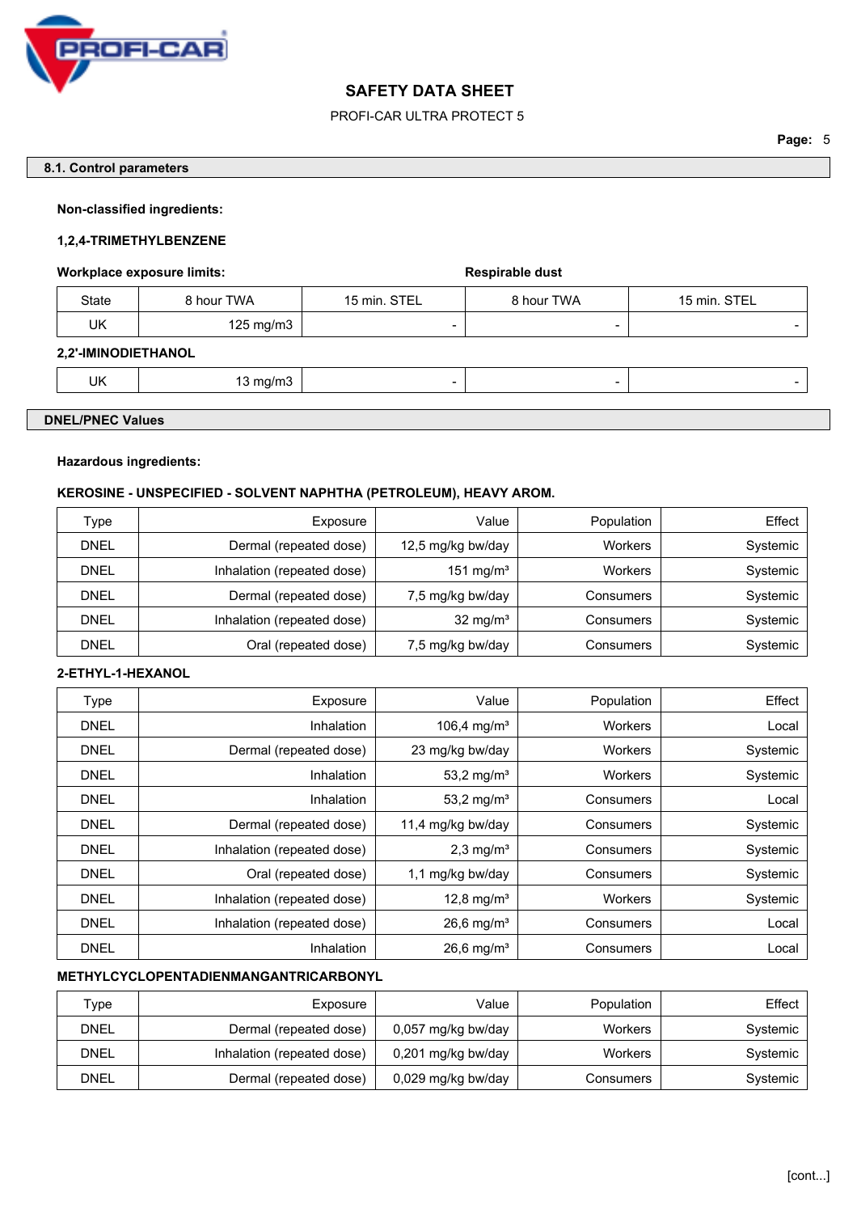## 8.1. Control parameters

**Non-classified ingredients:**

**1,2,4-TRIMETHYLBENZENE**

| Workplace exposure limits: | | | Respirable dust | |
|---|---|---|---|---|
| State | 8 hour TWA | 15 min. STEL | 8 hour TWA | 15 min. STEL |
| UK | 125 mg/m3 | - | - | - |

**2,2'-IMINODIETHANOL**

| State | 8 hour TWA | 15 min. STEL | 8 hour TWA | 15 min. STEL |
|---|---|---|---|---|
| UK | 13 mg/m3 | - | - | - |

## DNEL/PNEC Values

**Hazardous ingredients:**

**KEROSINE - UNSPECIFIED - SOLVENT NAPHTHA (PETROLEUM), HEAVY AROM.**

| Type | Exposure | Value | Population | Effect |
|---|---|---|---|---|
| DNEL | Dermal (repeated dose) | 12,5 mg/kg bw/day | Workers | Systemic |
| DNEL | Inhalation (repeated dose) | 151 mg/m³ | Workers | Systemic |
| DNEL | Dermal (repeated dose) | 7,5 mg/kg bw/day | Consumers | Systemic |
| DNEL | Inhalation (repeated dose) | 32 mg/m³ | Consumers | Systemic |
| DNEL | Oral (repeated dose) | 7,5 mg/kg bw/day | Consumers | Systemic |

**2-ETHYL-1-HEXANOL**

| Type | Exposure | Value | Population | Effect |
|---|---|---|---|---|
| DNEL | Inhalation | 106,4 mg/m³ | Workers | Local |
| DNEL | Dermal (repeated dose) | 23 mg/kg bw/day | Workers | Systemic |
| DNEL | Inhalation | 53,2 mg/m³ | Workers | Systemic |
| DNEL | Inhalation | 53,2 mg/m³ | Consumers | Local |
| DNEL | Dermal (repeated dose) | 11,4 mg/kg bw/day | Consumers | Systemic |
| DNEL | Inhalation (repeated dose) | 2,3 mg/m³ | Consumers | Systemic |
| DNEL | Oral (repeated dose) | 1,1 mg/kg bw/day | Consumers | Systemic |
| DNEL | Inhalation (repeated dose) | 12,8 mg/m³ | Workers | Systemic |
| DNEL | Inhalation (repeated dose) | 26,6 mg/m³ | Consumers | Local |
| DNEL | Inhalation | 26,6 mg/m³ | Consumers | Local |

**METHYLCYCLOPENTADIENMANGANTRICARBONYL**

| Type | Exposure | Value | Population | Effect |
|---|---|---|---|---|
| DNEL | Dermal (repeated dose) | 0,057 mg/kg bw/day | Workers | Systemic |
| DNEL | Inhalation (repeated dose) | 0,201 mg/kg bw/day | Workers | Systemic |
| DNEL | Dermal (repeated dose) | 0,029 mg/kg bw/day | Consumers | Systemic |

[cont...]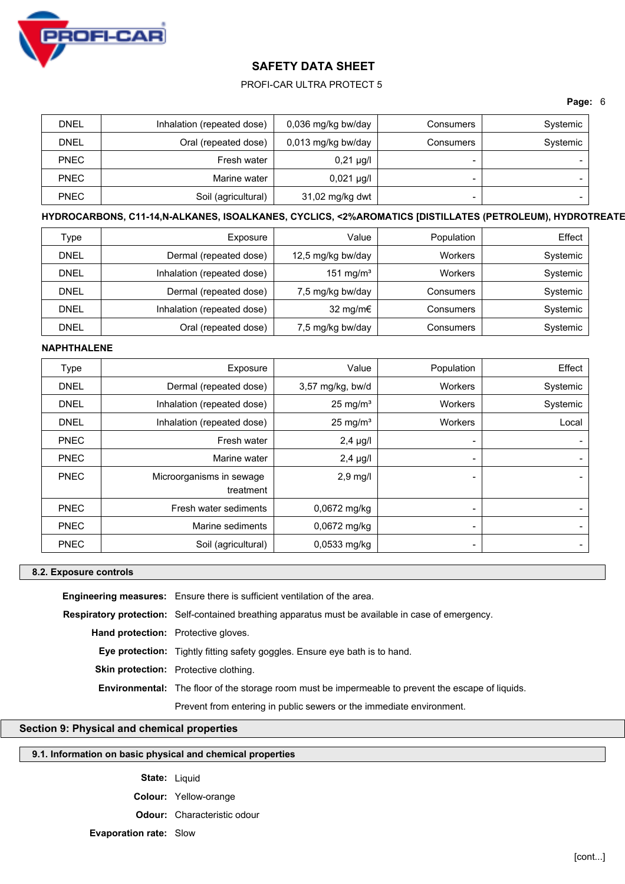| DNEL | Inhalation (repeated dose) | 0,036 mg/kg bw/day | Consumers | Systemic |
|---|---|---|---|---|
| DNEL | Oral (repeated dose) | 0,013 mg/kg bw/day | Consumers | Systemic |
| PNEC | Fresh water | 0,21 µg/l | - | - |
| PNEC | Marine water | 0,021 µg/l | - | - |
| PNEC | Soil (agricultural) | 31,02 mg/kg dwt | - | - |

**HYDROCARBONS, C11-14,N-ALKANES, ISOALKANES, CYCLICS, <2%AROMATICS [DISTILLATES (PETROLEUM), HYDROTREATE**

| Type | Exposure | Value | Population | Effect |
|---|---|---|---|---|
| DNEL | Dermal (repeated dose) | 12,5 mg/kg bw/day | Workers | Systemic |
| DNEL | Inhalation (repeated dose) | 151 mg/m³ | Workers | Systemic |
| DNEL | Dermal (repeated dose) | 7,5 mg/kg bw/day | Consumers | Systemic |
| DNEL | Inhalation (repeated dose) | 32 mg/m€ | Consumers | Systemic |
| DNEL | Oral (repeated dose) | 7,5 mg/kg bw/day | Consumers | Systemic |

**NAPHTHALENE**

| Type | Exposure | Value | Population | Effect |
|---|---|---|---|---|
| DNEL | Dermal (repeated dose) | 3,57 mg/kg, bw/d | Workers | Systemic |
| DNEL | Inhalation (repeated dose) | 25 mg/m³ | Workers | Systemic |
| DNEL | Inhalation (repeated dose) | 25 mg/m³ | Workers | Local |
| PNEC | Fresh water | 2,4 µg/l | - | - |
| PNEC | Marine water | 2,4 µg/l | - | - |
| PNEC | Microorganisms in sewage treatment | 2,9 mg/l | - | - |
| PNEC | Fresh water sediments | 0,0672 mg/kg | - | - |
| PNEC | Marine sediments | 0,0672 mg/kg | - | - |
| PNEC | Soil (agricultural) | 0,0533 mg/kg | - | - |

### 8.2. Exposure controls

**Engineering measures:** Ensure there is sufficient ventilation of the area.

**Respiratory protection:** Self-contained breathing apparatus must be available in case of emergency.

**Hand protection:** Protective gloves.

**Eye protection:** Tightly fitting safety goggles. Ensure eye bath is to hand.

**Skin protection:** Protective clothing.

**Environmental:** The floor of the storage room must be impermeable to prevent the escape of liquids. Prevent from entering in public sewers or the immediate environment.

## Section 9: Physical and chemical properties

### 9.1. Information on basic physical and chemical properties

**State:** Liquid

**Colour:** Yellow-orange

**Odour:** Characteristic odour

**Evaporation rate:** Slow

[cont...]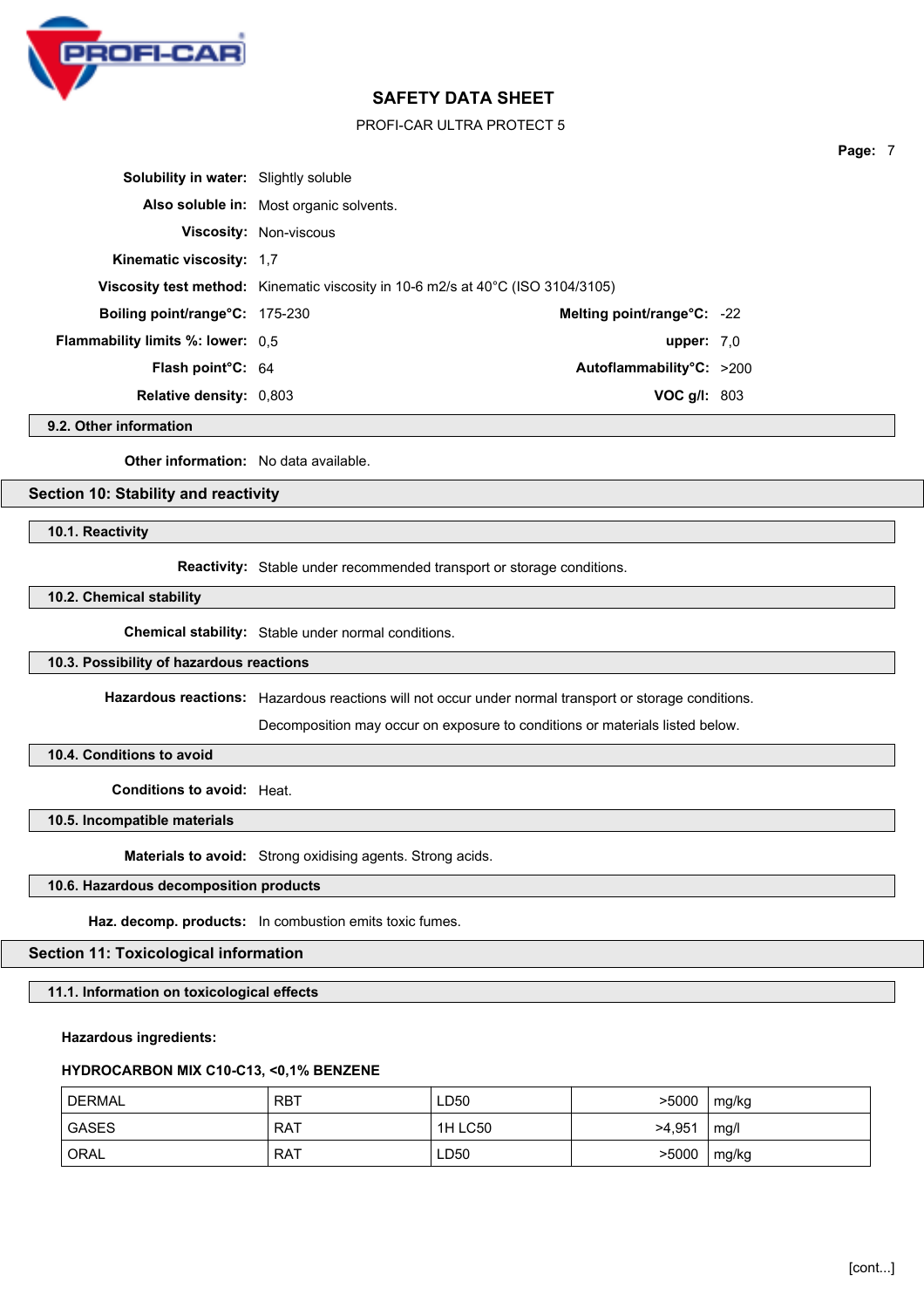**Solubility in water:** Slightly soluble

**Also soluble in:** Most organic solvents.

**Viscosity:** Non-viscous

**Kinematic viscosity:** 1,7

**Viscosity test method:** Kinematic viscosity in 10-6 m2/s at 40°C (ISO 3104/3105)

**Boiling point/range°C:** 175-230 **Melting point/range°C:** -22

**Flammability limits %: lower:** 0,5 **upper:** 7,0

**Flash point°C:** 64 **Autoflammability°C:** >200

**Relative density:** 0,803 **VOC g/l:** 803

### 9.2. Other information

**Other information:** No data available.

## Section 10: Stability and reactivity

### 10.1. Reactivity

**Reactivity:** Stable under recommended transport or storage conditions.

### 10.2. Chemical stability

**Chemical stability:** Stable under normal conditions.

### 10.3. Possibility of hazardous reactions

**Hazardous reactions:** Hazardous reactions will not occur under normal transport or storage conditions.

Decomposition may occur on exposure to conditions or materials listed below.

### 10.4. Conditions to avoid

**Conditions to avoid:** Heat.

### 10.5. Incompatible materials

**Materials to avoid:** Strong oxidising agents. Strong acids.

### 10.6. Hazardous decomposition products

**Haz. decomp. products:** In combustion emits toxic fumes.

## Section 11: Toxicological information

### 11.1. Information on toxicological effects

**Hazardous ingredients:**

**HYDROCARBON MIX C10-C13, <0,1% BENZENE**

| | | | | |
|---|---|---|---|---|
| DERMAL | RBT | LD50 | >5000 | mg/kg |
| GASES | RAT | 1H LC50 | >4,951 | mg/l |
| ORAL | RAT | LD50 | >5000 | mg/kg |

[cont...]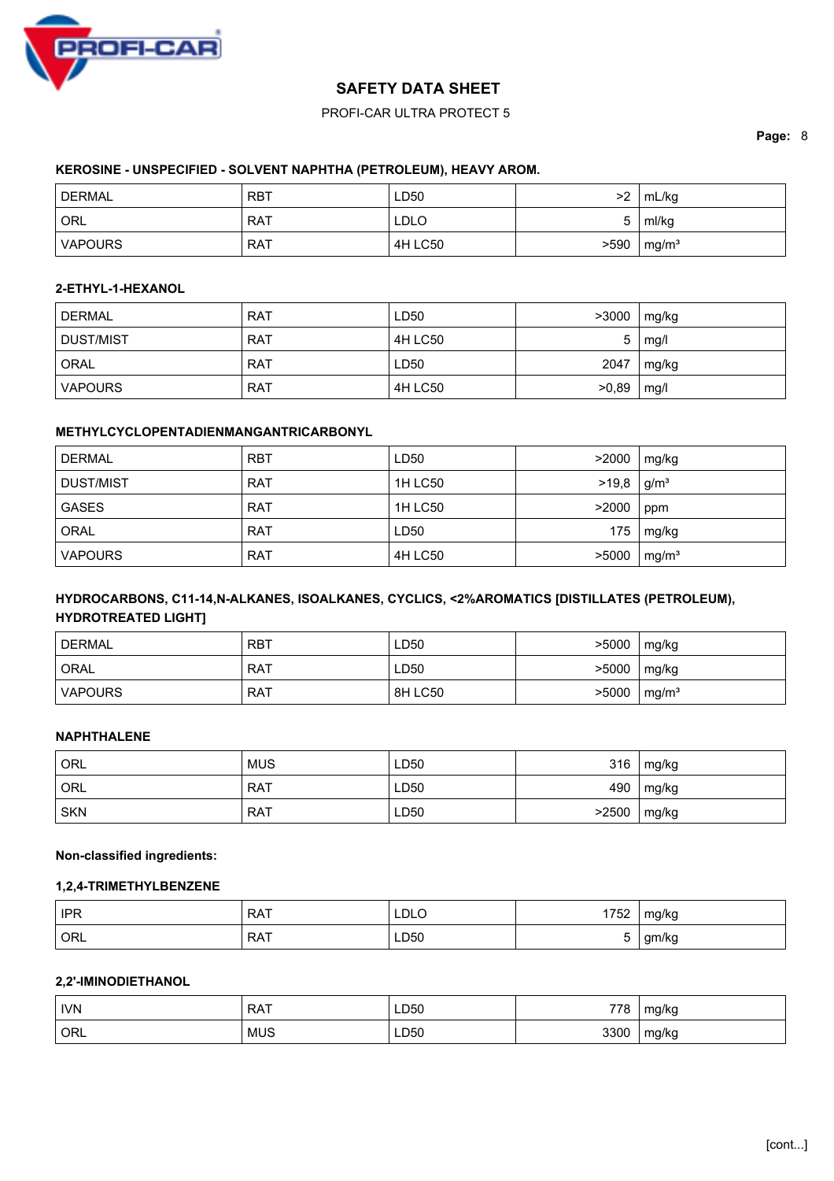**KEROSINE - UNSPECIFIED - SOLVENT NAPHTHA (PETROLEUM), HEAVY AROM.**

| | | | | |
|---|---|---|---|---|
| DERMAL | RBT | LD50 | >2 | mL/kg |
| ORL | RAT | LDLO | 5 | ml/kg |
| VAPOURS | RAT | 4H LC50 | >590 | mg/m³ |

**2-ETHYL-1-HEXANOL**

| | | | | |
|---|---|---|---|---|
| DERMAL | RAT | LD50 | >3000 | mg/kg |
| DUST/MIST | RAT | 4H LC50 | 5 | mg/l |
| ORAL | RAT | LD50 | 2047 | mg/kg |
| VAPOURS | RAT | 4H LC50 | >0,89 | mg/l |

**METHYLCYCLOPENTADIENMANGANTRICARBONYL**

| | | | | |
|---|---|---|---|---|
| DERMAL | RBT | LD50 | >2000 | mg/kg |
| DUST/MIST | RAT | 1H LC50 | >19,8 | g/m³ |
| GASES | RAT | 1H LC50 | >2000 | ppm |
| ORAL | RAT | LD50 | 175 | mg/kg |
| VAPOURS | RAT | 4H LC50 | >5000 | mg/m³ |

**HYDROCARBONS, C11-14,N-ALKANES, ISOALKANES, CYCLICS, <2%AROMATICS [DISTILLATES (PETROLEUM), HYDROTREATED LIGHT]**

| | | | | |
|---|---|---|---|---|
| DERMAL | RBT | LD50 | >5000 | mg/kg |
| ORAL | RAT | LD50 | >5000 | mg/kg |
| VAPOURS | RAT | 8H LC50 | >5000 | mg/m³ |

**NAPHTHALENE**

| | | | | |
|---|---|---|---|---|
| ORL | MUS | LD50 | 316 | mg/kg |
| ORL | RAT | LD50 | 490 | mg/kg |
| SKN | RAT | LD50 | >2500 | mg/kg |

**Non-classified ingredients:**

**1,2,4-TRIMETHYLBENZENE**

| | | | | |
|---|---|---|---|---|
| IPR | RAT | LDLO | 1752 | mg/kg |
| ORL | RAT | LD50 | 5 | gm/kg |

**2,2'-IMINODIETHANOL**

| | | | | |
|---|---|---|---|---|
| IVN | RAT | LD50 | 778 | mg/kg |
| ORL | MUS | LD50 | 3300 | mg/kg |

[cont...]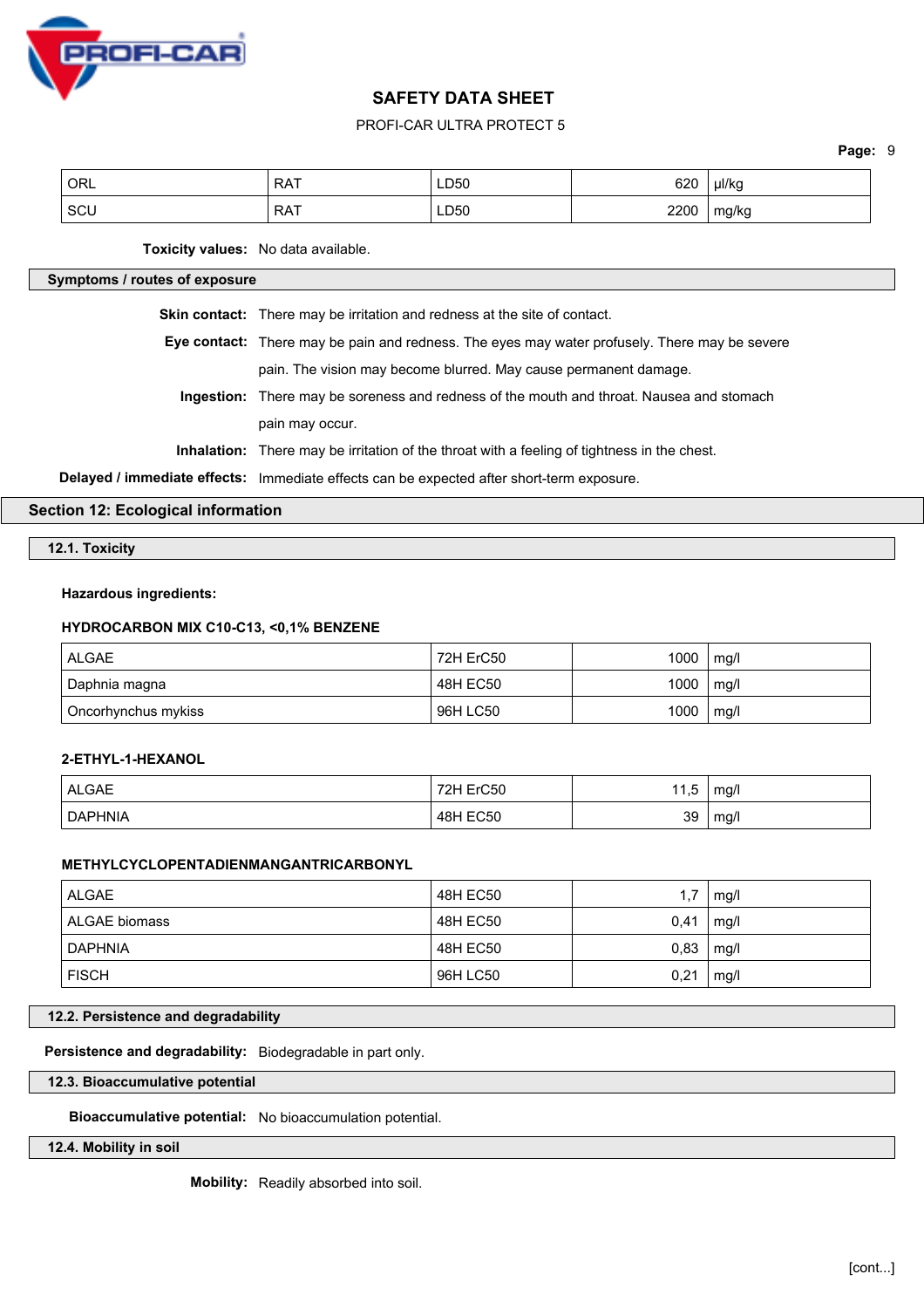| ORL | RAT | LD50 | 620 | µl/kg |
|---|---|---|---|---|
| SCU | RAT | LD50 | 2200 | mg/kg |

**Toxicity values:** No data available.

**Symptoms / routes of exposure**

**Skin contact:** There may be irritation and redness at the site of contact.

**Eye contact:** There may be pain and redness. The eyes may water profusely. There may be severe pain. The vision may become blurred. May cause permanent damage.

**Ingestion:** There may be soreness and redness of the mouth and throat. Nausea and stomach pain may occur.

**Inhalation:** There may be irritation of the throat with a feeling of tightness in the chest.

**Delayed / immediate effects:** Immediate effects can be expected after short-term exposure.

## Section 12: Ecological information

### 12.1. Toxicity

**Hazardous ingredients:**

**HYDROCARBON MIX C10-C13, <0,1% BENZENE**

| ALGAE | 72H ErC50 | 1000 | mg/l |
|---|---|---|---|
| Daphnia magna | 48H EC50 | 1000 | mg/l |
| Oncorhynchus mykiss | 96H LC50 | 1000 | mg/l |

**2-ETHYL-1-HEXANOL**

| ALGAE | 72H ErC50 | 11,5 | mg/l |
|---|---|---|---|
| DAPHNIA | 48H EC50 | 39 | mg/l |

**METHYLCYCLOPENTADIENMANGANTRICARBONYL**

| ALGAE | 48H EC50 | 1,7 | mg/l |
|---|---|---|---|
| ALGAE biomass | 48H EC50 | 0,41 | mg/l |
| DAPHNIA | 48H EC50 | 0,83 | mg/l |
| FISCH | 96H LC50 | 0,21 | mg/l |

### 12.2. Persistence and degradability

**Persistence and degradability:** Biodegradable in part only.

### 12.3. Bioaccumulative potential

**Bioaccumulative potential:** No bioaccumulation potential.

### 12.4. Mobility in soil

**Mobility:** Readily absorbed into soil.

[cont...]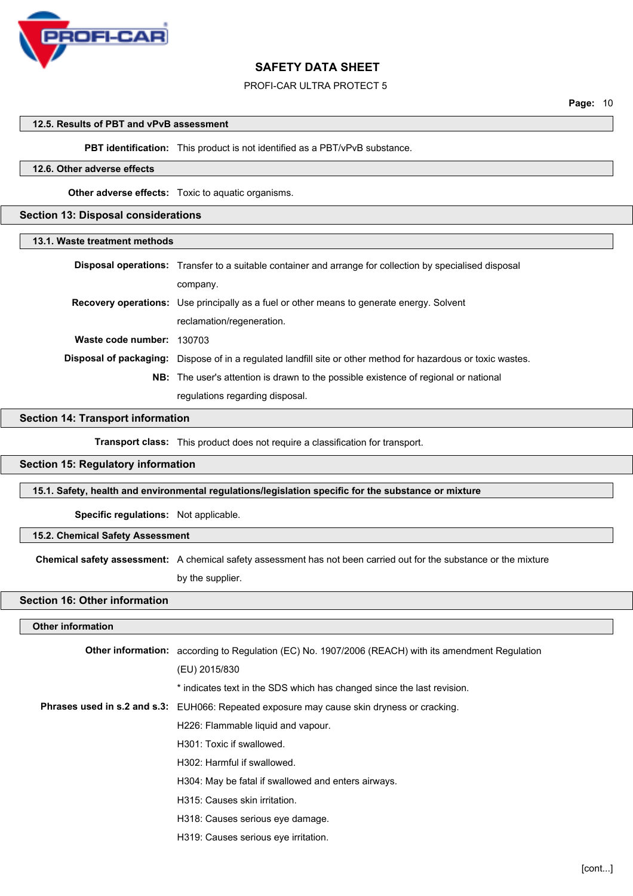### 12.5. Results of PBT and vPvB assessment

**PBT identification:** This product is not identified as a PBT/vPvB substance.

### 12.6. Other adverse effects

**Other adverse effects:** Toxic to aquatic organisms.

## Section 13: Disposal considerations

### 13.1. Waste treatment methods

**Disposal operations:** Transfer to a suitable container and arrange for collection by specialised disposal company.

**Recovery operations:** Use principally as a fuel or other means to generate energy. Solvent reclamation/regeneration.

**Waste code number:** 130703

**Disposal of packaging:** Dispose of in a regulated landfill site or other method for hazardous or toxic wastes.

**NB:** The user's attention is drawn to the possible existence of regional or national regulations regarding disposal.

## Section 14: Transport information

**Transport class:** This product does not require a classification for transport.

## Section 15: Regulatory information

### 15.1. Safety, health and environmental regulations/legislation specific for the substance or mixture

**Specific regulations:** Not applicable.

### 15.2. Chemical Safety Assessment

**Chemical safety assessment:** A chemical safety assessment has not been carried out for the substance or the mixture by the supplier.

## Section 16: Other information

### Other information

**Other information:** according to Regulation (EC) No. 1907/2006 (REACH) with its amendment Regulation (EU) 2015/830

* indicates text in the SDS which has changed since the last revision.

**Phrases used in s.2 and s.3:** EUH066: Repeated exposure may cause skin dryness or cracking.

H226: Flammable liquid and vapour.

H301: Toxic if swallowed.

H302: Harmful if swallowed.

H304: May be fatal if swallowed and enters airways.

H315: Causes skin irritation.

H318: Causes serious eye damage.

H319: Causes serious eye irritation.

[cont...]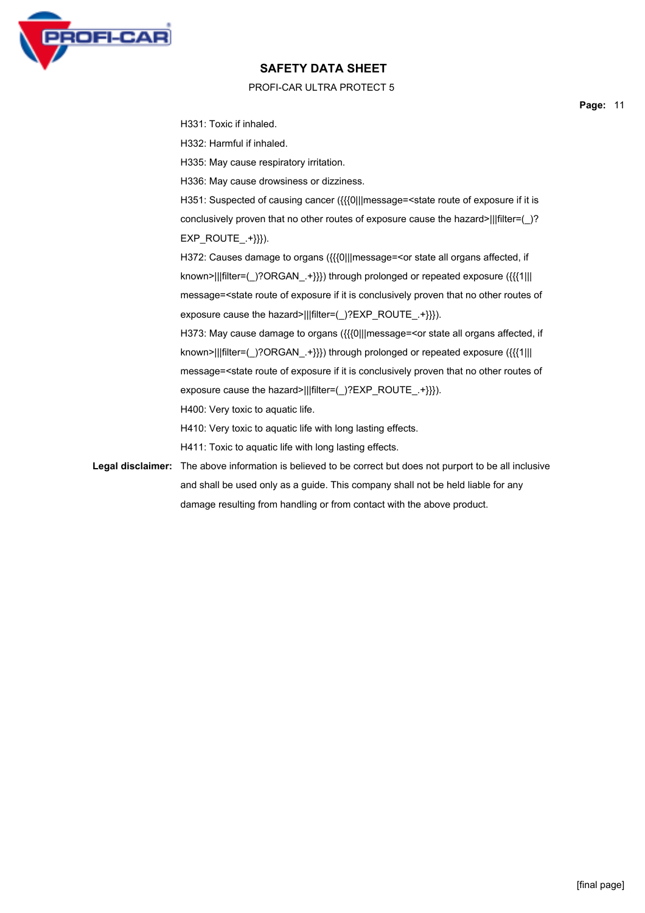H331: Toxic if inhaled.

H332: Harmful if inhaled.

H335: May cause respiratory irritation.

H336: May cause drowsiness or dizziness.

H351: Suspected of causing cancer ({{{0|||message=<state route of exposure if it is conclusively proven that no other routes of exposure cause the hazard>|||filter=(_)?EXP_ROUTE_.+}}}).

H372: Causes damage to organs ({{{0|||message=<or state all organs affected, if known>|||filter=(_)?ORGAN_.+}}}) through prolonged or repeated exposure ({{{1|||message=<state route of exposure if it is conclusively proven that no other routes of exposure cause the hazard>|||filter=(_)?EXP_ROUTE_.+}}}).

H373: May cause damage to organs ({{{0|||message=<or state all organs affected, if known>|||filter=(_)?ORGAN_.+}}}) through prolonged or repeated exposure ({{{1|||message=<state route of exposure if it is conclusively proven that no other routes of exposure cause the hazard>|||filter=(_)?EXP_ROUTE_.+}}}).

H400: Very toxic to aquatic life.

H410: Very toxic to aquatic life with long lasting effects.

H411: Toxic to aquatic life with long lasting effects.

**Legal disclaimer:** The above information is believed to be correct but does not purport to be all inclusive and shall be used only as a guide. This company shall not be held liable for any damage resulting from handling or from contact with the above product.

[final page]